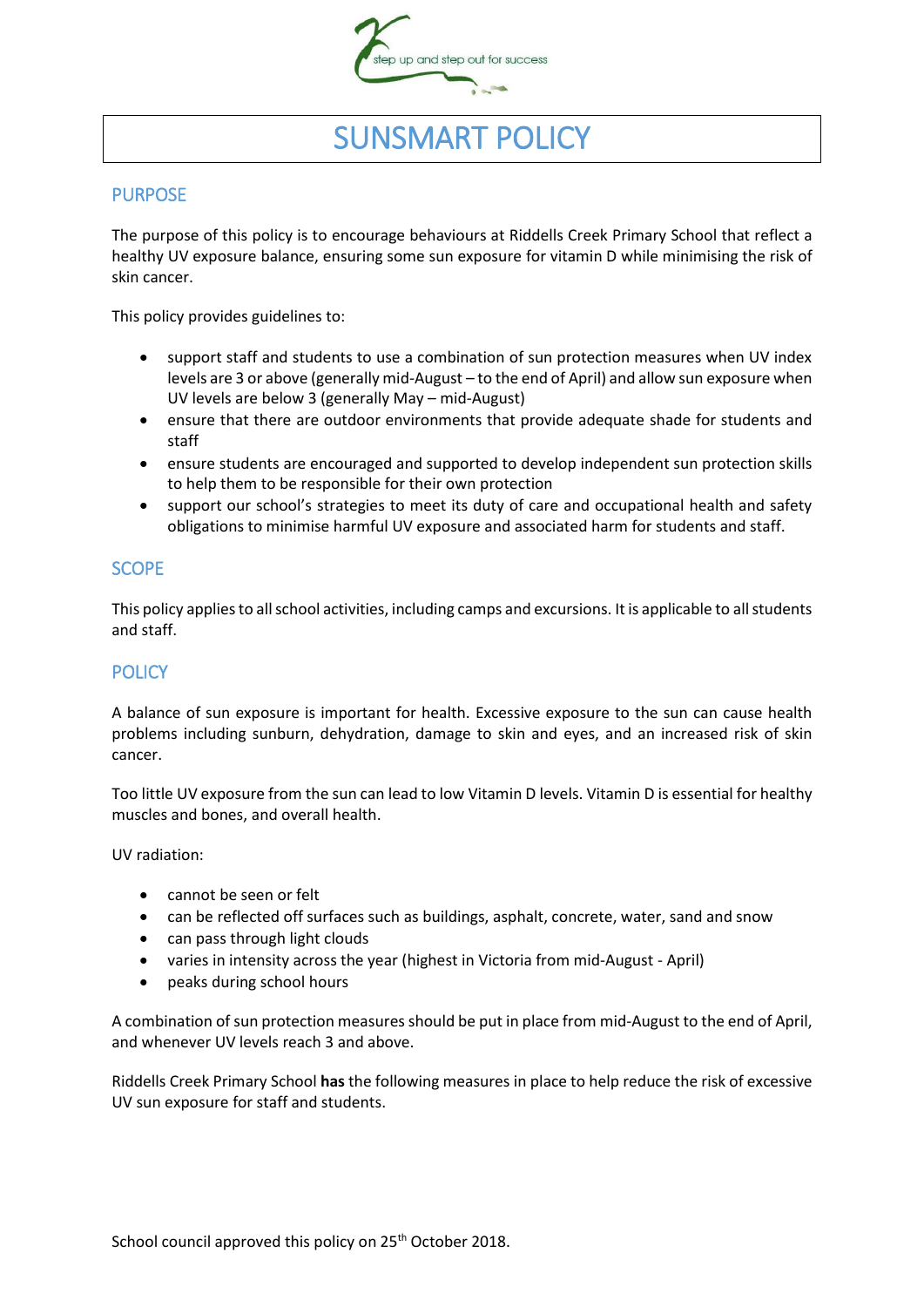step up and step out for success

# SUNSMART POLICY

## PURPOSE

The purpose of this policy is to encourage behaviours at Riddells Creek Primary School that reflect a healthy UV exposure balance, ensuring some sun exposure for vitamin D while minimising the risk of skin cancer.

This policy provides guidelines to:

- support staff and students to use a combination of sun protection measures when UV index levels are 3 or above (generally mid-August – to the end of April) and allow sun exposure when UV levels are below 3 (generally May – mid-August)
- ensure that there are outdoor environments that provide adequate shade for students and staff
- ensure students are encouraged and supported to develop independent sun protection skills to help them to be responsible for their own protection
- support our school's strategies to meet its duty of care and occupational health and safety obligations to minimise harmful UV exposure and associated harm for students and staff.

## SCOPE

This policy applies to all school activities, including camps and excursions. It is applicable to all students and staff.

## POLICY

A balance of sun exposure is important for health. Excessive exposure to the sun can cause health problems including sunburn, dehydration, damage to skin and eyes, and an increased risk of skin cancer.

Too little UV exposure from the sun can lead to low Vitamin D levels. Vitamin D is essential for healthy muscles and bones, and overall health.

UV radiation:

- cannot be seen or felt
- can be reflected off surfaces such as buildings, asphalt, concrete, water, sand and snow
- can pass through light clouds
- varies in intensity across the year (highest in Victoria from mid-August - April)
- peaks during school hours

A combination of sun protection measures should be put in place from mid-August to the end of April, and whenever UV levels reach 3 and above.

Riddells Creek Primary School **has** the following measures in place to help reduce the risk of excessive UV sun exposure for staff and students.

School council approved this policy on 25th October 2018.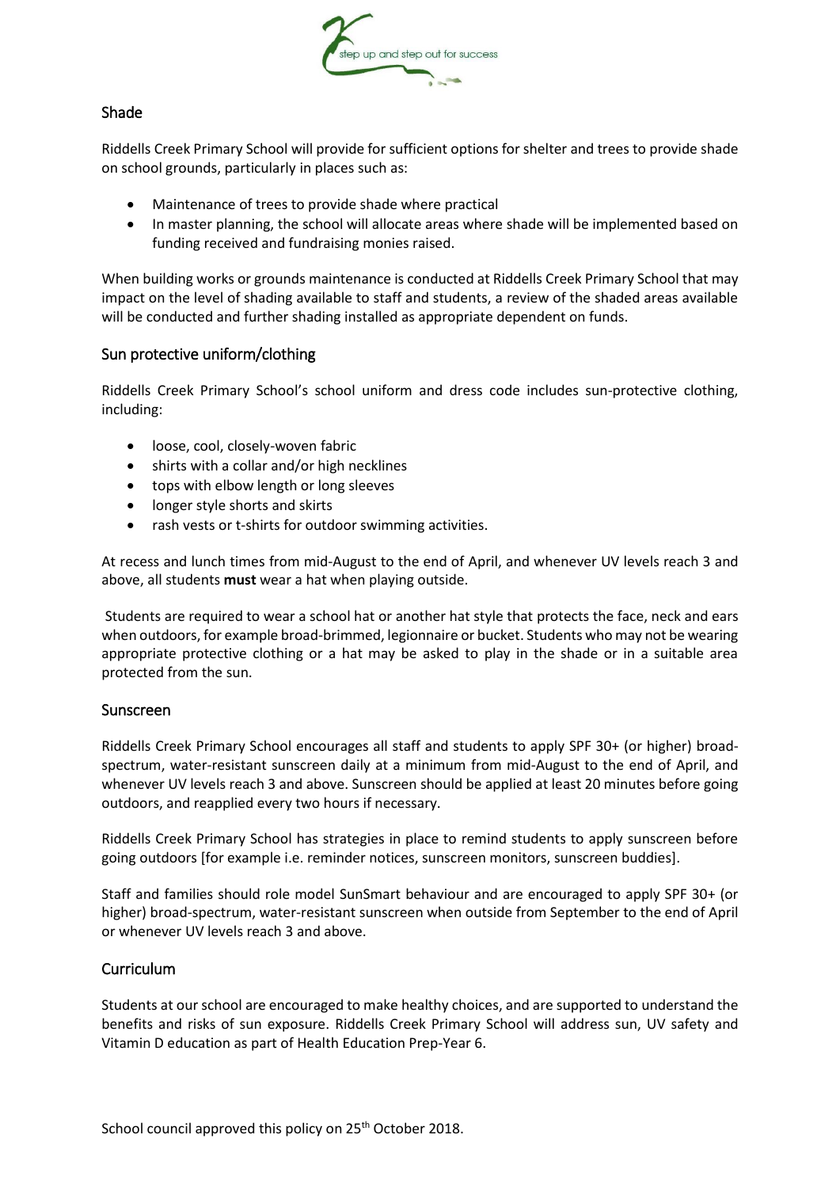## Shade

Riddells Creek Primary School will provide for sufficient options for shelter and trees to provide shade on school grounds, particularly in places such as:

- Maintenance of trees to provide shade where practical
- In master planning, the school will allocate areas where shade will be implemented based on funding received and fundraising monies raised.

When building works or grounds maintenance is conducted at Riddells Creek Primary School that may impact on the level of shading available to staff and students, a review of the shaded areas available will be conducted and further shading installed as appropriate dependent on funds.

## Sun protective uniform/clothing

Riddells Creek Primary School's school uniform and dress code includes sun-protective clothing, including:

- loose, cool, closely-woven fabric
- shirts with a collar and/or high necklines
- tops with elbow length or long sleeves
- longer style shorts and skirts
- rash vests or t-shirts for outdoor swimming activities.

At recess and lunch times from mid-August to the end of April, and whenever UV levels reach 3 and above, all students **must** wear a hat when playing outside.

Students are required to wear a school hat or another hat style that protects the face, neck and ears when outdoors, for example broad-brimmed, legionnaire or bucket. Students who may not be wearing appropriate protective clothing or a hat may be asked to play in the shade or in a suitable area protected from the sun.

## Sunscreen

Riddells Creek Primary School encourages all staff and students to apply SPF 30+ (or higher) broad-spectrum, water-resistant sunscreen daily at a minimum from mid-August to the end of April, and whenever UV levels reach 3 and above. Sunscreen should be applied at least 20 minutes before going outdoors, and reapplied every two hours if necessary.

Riddells Creek Primary School has strategies in place to remind students to apply sunscreen before going outdoors [for example i.e. reminder notices, sunscreen monitors, sunscreen buddies].

Staff and families should role model SunSmart behaviour and are encouraged to apply SPF 30+ (or higher) broad-spectrum, water-resistant sunscreen when outside from September to the end of April or whenever UV levels reach 3 and above.

## Curriculum

Students at our school are encouraged to make healthy choices, and are supported to understand the benefits and risks of sun exposure. Riddells Creek Primary School will address sun, UV safety and Vitamin D education as part of Health Education Prep-Year 6.

School council approved this policy on 25th October 2018.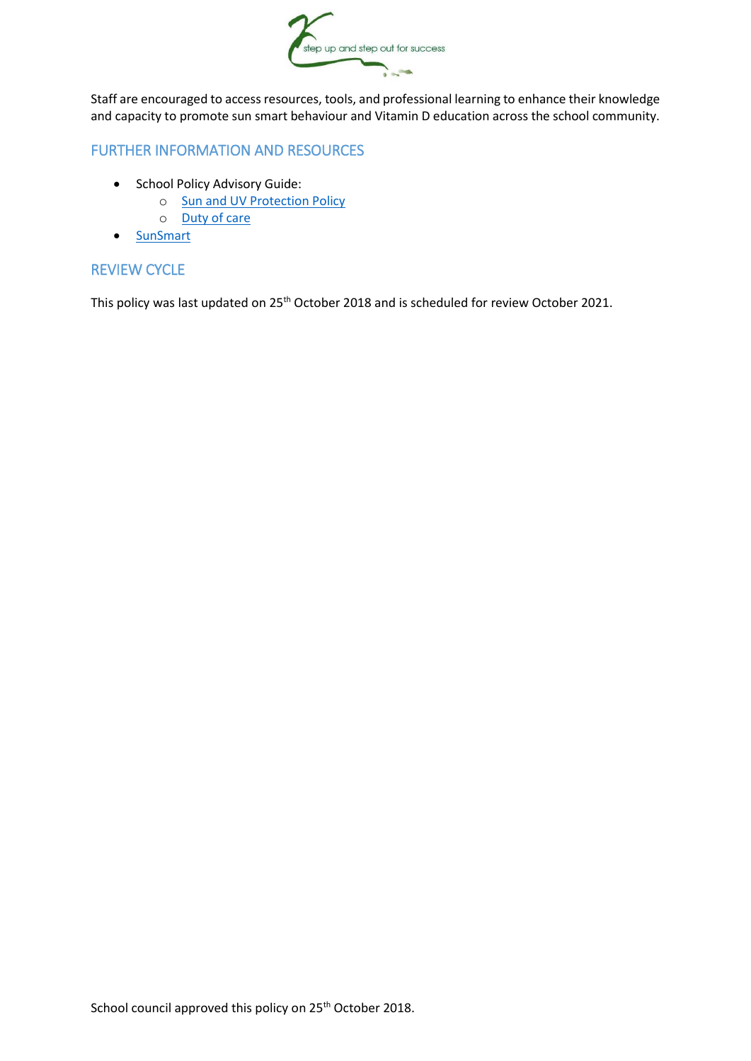Staff are encouraged to access resources, tools, and professional learning to enhance their knowledge and capacity to promote sun smart behaviour and Vitamin D education across the school community.

## FURTHER INFORMATION AND RESOURCES

- School Policy Advisory Guide:
  - Sun and UV Protection Policy
  - Duty of care
- SunSmart

## REVIEW CYCLE

This policy was last updated on 25th October 2018 and is scheduled for review October 2021.

School council approved this policy on 25th October 2018.